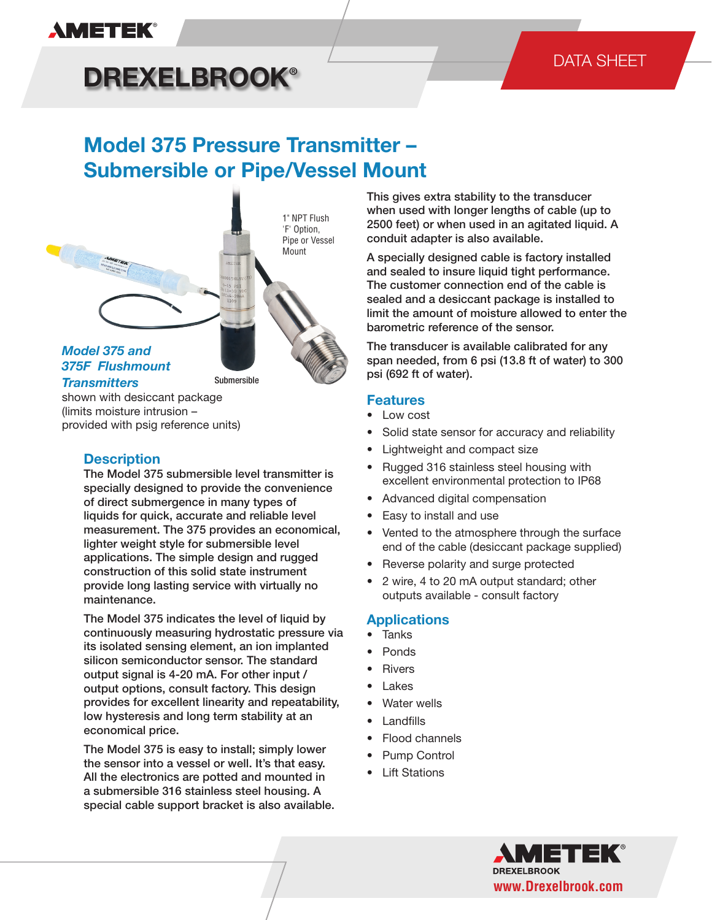AMETEK®

DREXELBROOK®

DATA SHEET

# Model 375 Pressure Transmitter – Submersible or Pipe/Vessel Mount

1" NPT Flush 'F' Option, Pipe or Vessel Mount

Submersible

***Model 375 and 375F Flushmount Transmitters*** shown with desiccant package (limits moisture intrusion – provided with psig reference units)

## Description

The Model 375 submersible level transmitter is specially designed to provide the convenience of direct submergence in many types of liquids for quick, accurate and reliable level measurement. The 375 provides an economical, lighter weight style for submersible level applications. The simple design and rugged construction of this solid state instrument provide long lasting service with virtually no maintenance.

The Model 375 indicates the level of liquid by continuously measuring hydrostatic pressure via its isolated sensing element, an ion implanted silicon semiconductor sensor. The standard output signal is 4-20 mA. For other input / output options, consult factory. This design provides for excellent linearity and repeatability, low hysteresis and long term stability at an economical price.

The Model 375 is easy to install; simply lower the sensor into a vessel or well. It's that easy. All the electronics are potted and mounted in a submersible 316 stainless steel housing. A special cable support bracket is also available. This gives extra stability to the transducer when used with longer lengths of cable (up to 2500 feet) or when used in an agitated liquid. A conduit adapter is also available.

A specially designed cable is factory installed and sealed to insure liquid tight performance. The customer connection end of the cable is sealed and a desiccant package is installed to limit the amount of moisture allowed to enter the barometric reference of the sensor.

The transducer is available calibrated for any span needed, from 6 psi (13.8 ft of water) to 300 psi (692 ft of water).

## Features

- Low cost
- Solid state sensor for accuracy and reliability
- Lightweight and compact size
- Rugged 316 stainless steel housing with excellent environmental protection to IP68
- Advanced digital compensation
- Easy to install and use
- Vented to the atmosphere through the surface end of the cable (desiccant package supplied)
- Reverse polarity and surge protected
- 2 wire, 4 to 20 mA output standard; other outputs available - consult factory

## Applications

- Tanks
- Ponds
- Rivers
- Lakes
- Water wells
- Landfills
- Flood channels
- Pump Control
- Lift Stations

AMETEK® DREXELBROOK
www.Drexelbrook.com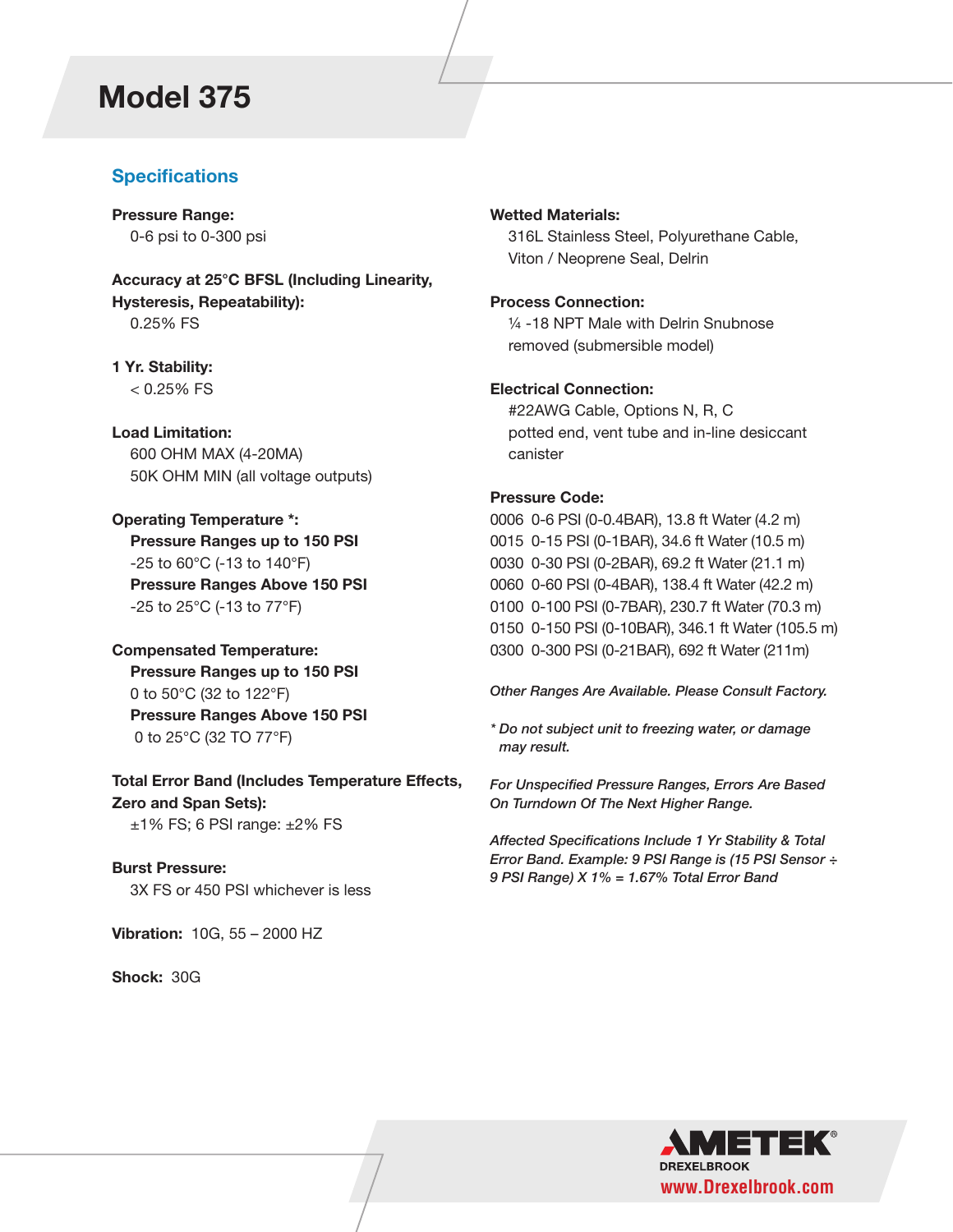# Model 375

## Specifications

**Pressure Range:**
0-6 psi to 0-300 psi

**Accuracy at 25°C BFSL (Including Linearity, Hysteresis, Repeatability):**
0.25% FS

**1 Yr. Stability:**
< 0.25% FS

**Load Limitation:**
600 OHM MAX (4-20MA)
50K OHM MIN (all voltage outputs)

**Operating Temperature \*:**
**Pressure Ranges up to 150 PSI**
-25 to 60°C (-13 to 140°F)
**Pressure Ranges Above 150 PSI**
-25 to 25°C (-13 to 77°F)

**Compensated Temperature:**
**Pressure Ranges up to 150 PSI**
0 to 50°C (32 to 122°F)
**Pressure Ranges Above 150 PSI**
0 to 25°C (32 TO 77°F)

**Total Error Band (Includes Temperature Effects, Zero and Span Sets):**
±1% FS; 6 PSI range: ±2% FS

**Burst Pressure:**
3X FS or 450 PSI whichever is less

**Vibration:** 10G, 55 – 2000 HZ

**Shock:** 30G

**Wetted Materials:**
316L Stainless Steel, Polyurethane Cable, Viton / Neoprene Seal, Delrin

**Process Connection:**
¼ -18 NPT Male with Delrin Snubnose removed (submersible model)

**Electrical Connection:**
#22AWG Cable, Options N, R, C
potted end, vent tube and in-line desiccant canister

**Pressure Code:**
0006 0-6 PSI (0-0.4BAR), 13.8 ft Water (4.2 m)
0015 0-15 PSI (0-1BAR), 34.6 ft Water (10.5 m)
0030 0-30 PSI (0-2BAR), 69.2 ft Water (21.1 m)
0060 0-60 PSI (0-4BAR), 138.4 ft Water (42.2 m)
0100 0-100 PSI (0-7BAR), 230.7 ft Water (70.3 m)
0150 0-150 PSI (0-10BAR), 346.1 ft Water (105.5 m)
0300 0-300 PSI (0-21BAR), 692 ft Water (211m)

*Other Ranges Are Available. Please Consult Factory.*

*\* Do not subject unit to freezing water, or damage may result.*

*For Unspecified Pressure Ranges, Errors Are Based On Turndown Of The Next Higher Range.*

*Affected Specifications Include 1 Yr Stability & Total Error Band. Example: 9 PSI Range is (15 PSI Sensor ÷ 9 PSI Range) X 1% = 1.67% Total Error Band*

AMETEK DREXELBROOK
www.Drexelbrook.com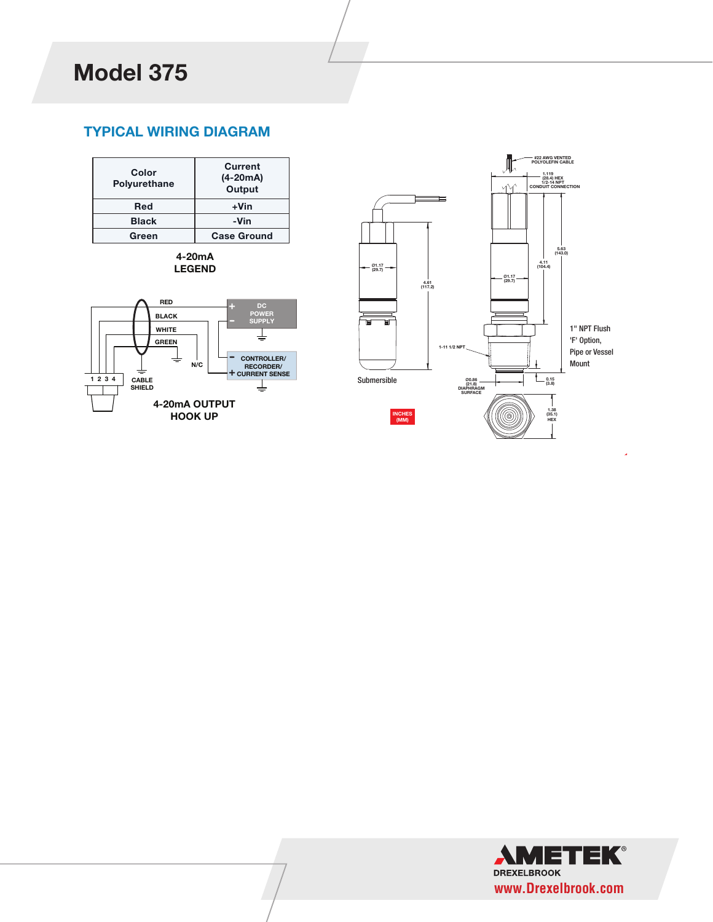# Model 375

## TYPICAL WIRING DIAGRAM

| Color Polyurethane | Current (4-20mA) Output |
|---|---|
| Red | +Vin |
| Black | -Vin |
| Green | Case Ground |

**4-20mA LEGEND**

RED
BLACK
WHITE
GREEN
N/C
1 2 3 4
CABLE SHIELD
DC POWER SUPPLY
CONTROLLER/ RECORDER/ CURRENT SENSE

**4-20mA OUTPUT HOOK UP**

#22 AWG VENTED POLYOLEFIN CABLE

1.119 (28.4) HEX 1/2-14 NPT CONDUIT CONNECTION

5.63 (143.0)

4.11 (104.4)

Ø1.17 (29.7)

Ø1.17 (29.7)

4.61 (117.2)

1-11 1/2 NPT

Ø0.86 (21.8) DIAPHRAGM SURFACE

0.15 (3.8)

1.38 (35.1) HEX

Submersible

1" NPT Flush 'F' Option, Pipe or Vessel Mount

INCHES (MM)

AMETEK® DREXELBROOK
www.Drexelbrook.com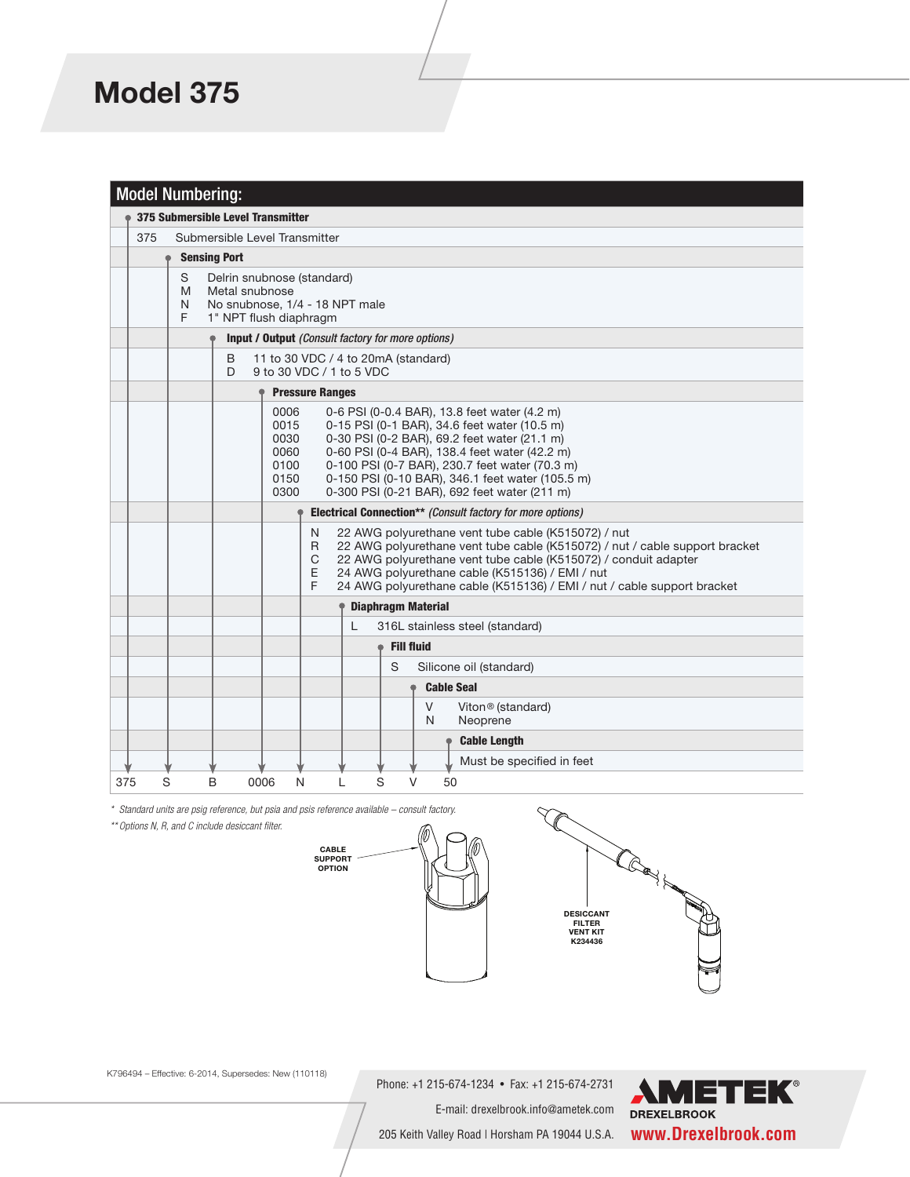# Model 375

## Model Numbering:

**375 Submersible Level Transmitter**

| | |
|---|---|
| 375 | Submersible Level Transmitter |

**Sensing Port**

| | |
|---|---|
| S | Delrin snubnose (standard) |
| M | Metal snubnose |
| N | No snubnose, 1/4 - 18 NPT male |
| F | 1" NPT flush diaphragm |

**Input / Output** *(Consult factory for more options)*

| | |
|---|---|
| B | 11 to 30 VDC / 4 to 20mA (standard) |
| D | 9 to 30 VDC / 1 to 5 VDC |

**Pressure Ranges**

| | |
|---|---|
| 0006 | 0-6 PSI (0-0.4 BAR), 13.8 feet water (4.2 m) |
| 0015 | 0-15 PSI (0-1 BAR), 34.6 feet water (10.5 m) |
| 0030 | 0-30 PSI (0-2 BAR), 69.2 feet water (21.1 m) |
| 0060 | 0-60 PSI (0-4 BAR), 138.4 feet water (42.2 m) |
| 0100 | 0-100 PSI (0-7 BAR), 230.7 feet water (70.3 m) |
| 0150 | 0-150 PSI (0-10 BAR), 346.1 feet water (105.5 m) |
| 0300 | 0-300 PSI (0-21 BAR), 692 feet water (211 m) |

**Electrical Connection**** *(Consult factory for more options)*

| | |
|---|---|
| N | 22 AWG polyurethane vent tube cable (K515072) / nut |
| R | 22 AWG polyurethane vent tube cable (K515072) / nut / cable support bracket |
| C | 22 AWG polyurethane vent tube cable (K515072) / conduit adapter |
| E | 24 AWG polyurethane cable (K515136) / EMI / nut |
| F | 24 AWG polyurethane cable (K515136) / EMI / nut / cable support bracket |

**Diaphragm Material**

| | |
|---|---|
| L | 316L stainless steel (standard) |

**Fill fluid**

| | |
|---|---|
| S | Silicone oil (standard) |

**Cable Seal**

| | |
|---|---|
| V | Viton® (standard) |
| N | Neoprene |

**Cable Length**

Must be specified in feet

Example: 375 S B 0006 N L S V 50

\* *Standard units are psig reference, but psia and psis reference available – consult factory.*

\*\* *Options N, R, and C include desiccant filter.*

CABLE SUPPORT OPTION

DESICCANT FILTER VENT KIT K234436

K796494 – Effective: 6-2014, Supersedes: New (110118)

Phone: +1 215-674-1234 • Fax: +1 215-674-2731

E-mail: drexelbrook.info@ametek.com

205 Keith Valley Road | Horsham PA 19044 U.S.A.

AMETEK® DREXELBROOK

www.Drexelbrook.com